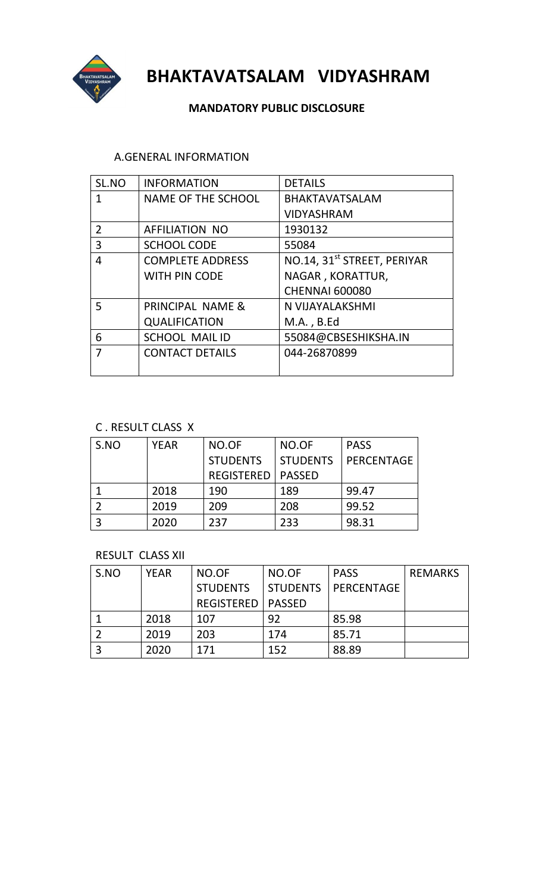# BHAKTAVATSALAM VIDYASHRAM

**MANDATORY PUBLIC DISCLOSURE**

A.GENERAL INFORMATION

| SL.NO | INFORMATION | DETAILS |
|---|---|---|
| 1 | NAME OF THE SCHOOL | BHAKTAVATSALAM VIDYASHRAM |
| 2 | AFFILIATION NO | 1930132 |
| 3 | SCHOOL CODE | 55084 |
| 4 | COMPLETE ADDRESS WITH PIN CODE | NO.14, 31st STREET, PERIYAR NAGAR , KORATTUR, CHENNAI 600080 |
| 5 | PRINCIPAL NAME & QUALIFICATION | N VIJAYALAKSHMI M.A. , B.Ed |
| 6 | SCHOOL MAIL ID | 55084@CBSESHIKSHA.IN |
| 7 | CONTACT DETAILS | 044-26870899 |

C . RESULT CLASS X

| S.NO | YEAR | NO.OF STUDENTS REGISTERED | NO.OF STUDENTS PASSED | PASS PERCENTAGE |
|---|---|---|---|---|
| 1 | 2018 | 190 | 189 | 99.47 |
| 2 | 2019 | 209 | 208 | 99.52 |
| 3 | 2020 | 237 | 233 | 98.31 |

RESULT CLASS XII

| S.NO | YEAR | NO.OF STUDENTS REGISTERED | NO.OF STUDENTS PASSED | PASS PERCENTAGE | REMARKS |
|---|---|---|---|---|---|
| 1 | 2018 | 107 | 92 | 85.98 | |
| 2 | 2019 | 203 | 174 | 85.71 | |
| 3 | 2020 | 171 | 152 | 88.89 | |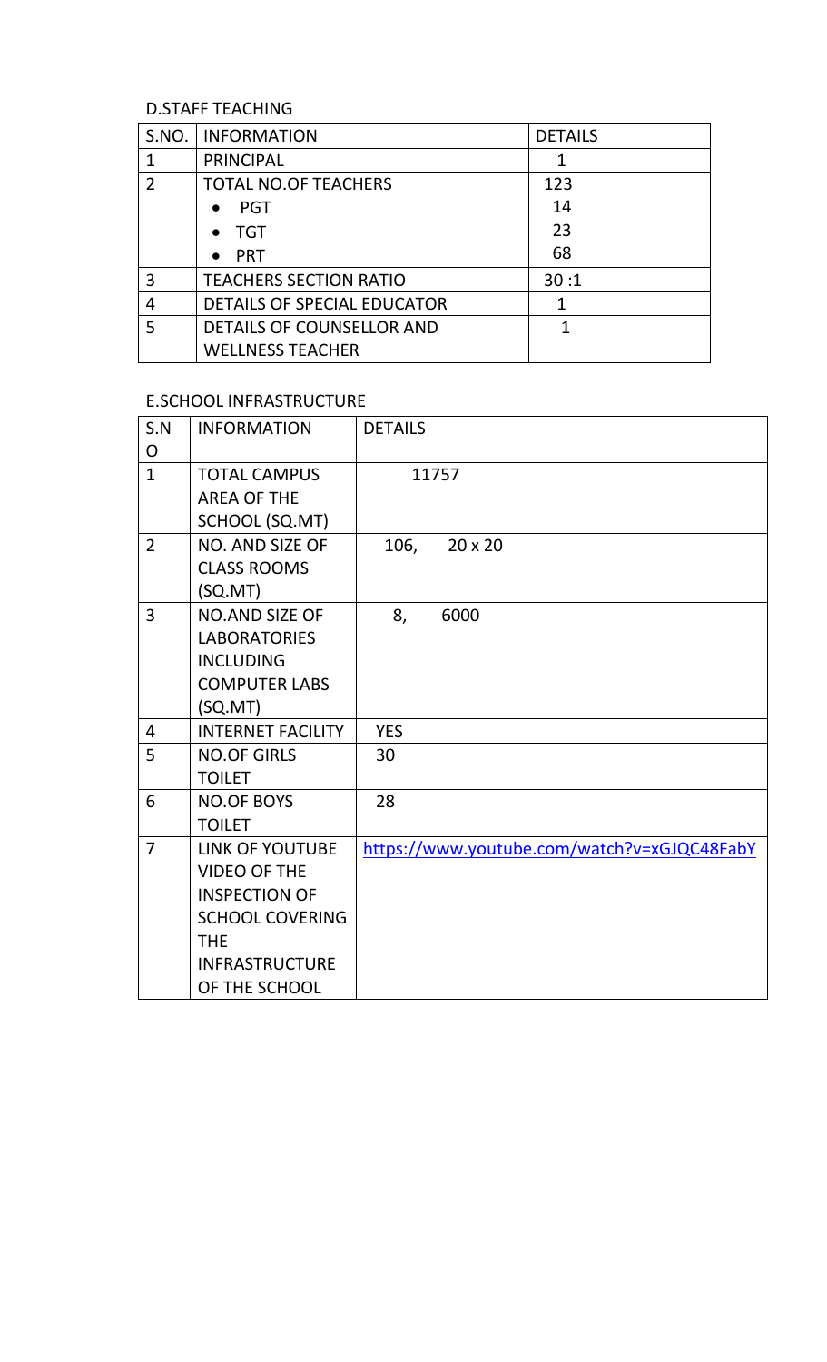D.STAFF TEACHING

| S.NO. | INFORMATION | DETAILS |
|---|---|---|
| 1 | PRINCIPAL | 1 |
| 2 | TOTAL NO.OF TEACHERS<br>• PGT<br>• TGT<br>• PRT | 123<br>14<br>23<br>68 |
| 3 | TEACHERS SECTION RATIO | 30 :1 |
| 4 | DETAILS OF SPECIAL EDUCATOR | 1 |
| 5 | DETAILS OF COUNSELLOR AND WELLNESS TEACHER | 1 |

E.SCHOOL INFRASTRUCTURE

| S.NO | INFORMATION | DETAILS |
|---|---|---|
| 1 | TOTAL CAMPUS AREA OF THE SCHOOL (SQ.MT) | 11757 |
| 2 | NO. AND SIZE OF CLASS ROOMS (SQ.MT) | 106, 20 x 20 |
| 3 | NO.AND SIZE OF LABORATORIES INCLUDING COMPUTER LABS (SQ.MT) | 8, 6000 |
| 4 | INTERNET FACILITY | YES |
| 5 | NO.OF GIRLS TOILET | 30 |
| 6 | NO.OF BOYS TOILET | 28 |
| 7 | LINK OF YOUTUBE VIDEO OF THE INSPECTION OF SCHOOL COVERING THE INFRASTRUCTURE OF THE SCHOOL | https://www.youtube.com/watch?v=xGJQC48FabY |